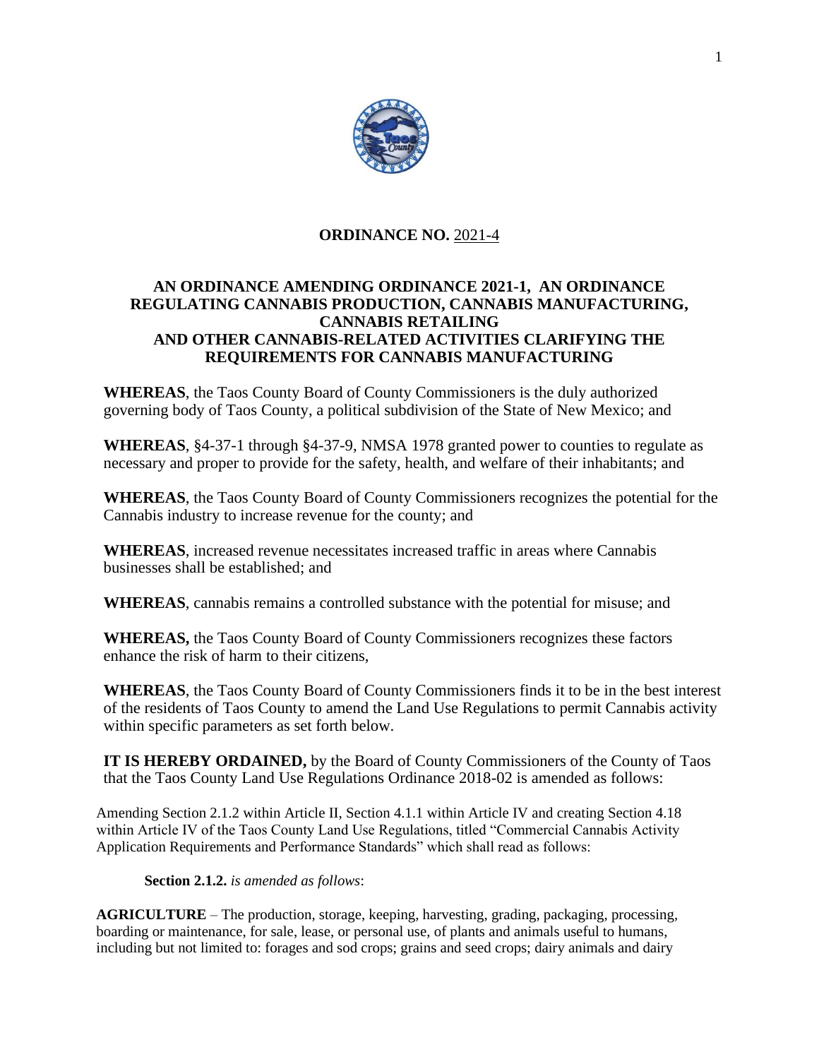**ORDINANCE NO.** 2021-4

**AN ORDINANCE AMENDING ORDINANCE 2021-1, AN ORDINANCE REGULATING CANNABIS PRODUCTION, CANNABIS MANUFACTURING, CANNABIS RETAILING AND OTHER CANNABIS-RELATED ACTIVITIES CLARIFYING THE REQUIREMENTS FOR CANNABIS MANUFACTURING**

**WHEREAS**, the Taos County Board of County Commissioners is the duly authorized governing body of Taos County, a political subdivision of the State of New Mexico; and

**WHEREAS**, §4-37-1 through §4-37-9, NMSA 1978 granted power to counties to regulate as necessary and proper to provide for the safety, health, and welfare of their inhabitants; and

**WHEREAS**, the Taos County Board of County Commissioners recognizes the potential for the Cannabis industry to increase revenue for the county; and

**WHEREAS**, increased revenue necessitates increased traffic in areas where Cannabis businesses shall be established; and

**WHEREAS**, cannabis remains a controlled substance with the potential for misuse; and

**WHEREAS,** the Taos County Board of County Commissioners recognizes these factors enhance the risk of harm to their citizens,

**WHEREAS**, the Taos County Board of County Commissioners finds it to be in the best interest of the residents of Taos County to amend the Land Use Regulations to permit Cannabis activity within specific parameters as set forth below.

**IT IS HEREBY ORDAINED,** by the Board of County Commissioners of the County of Taos that the Taos County Land Use Regulations Ordinance 2018-02 is amended as follows:

Amending Section 2.1.2 within Article II, Section 4.1.1 within Article IV and creating Section 4.18 within Article IV of the Taos County Land Use Regulations, titled "Commercial Cannabis Activity Application Requirements and Performance Standards" which shall read as follows:

**Section 2.1.2.** *is amended as follows*:

**AGRICULTURE** – The production, storage, keeping, harvesting, grading, packaging, processing, boarding or maintenance, for sale, lease, or personal use, of plants and animals useful to humans, including but not limited to: forages and sod crops; grains and seed crops; dairy animals and dairy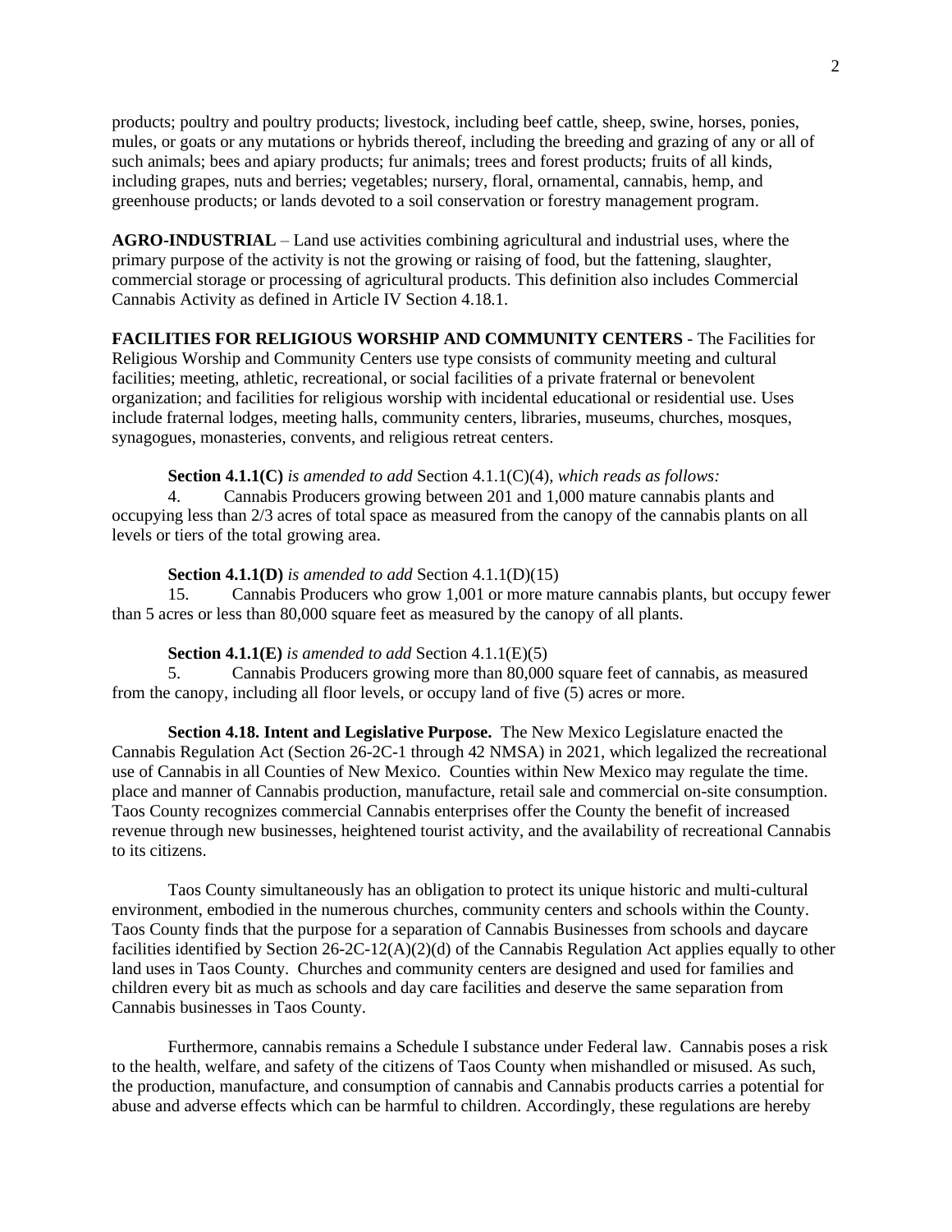products; poultry and poultry products; livestock, including beef cattle, sheep, swine, horses, ponies, mules, or goats or any mutations or hybrids thereof, including the breeding and grazing of any or all of such animals; bees and apiary products; fur animals; trees and forest products; fruits of all kinds, including grapes, nuts and berries; vegetables; nursery, floral, ornamental, cannabis, hemp, and greenhouse products; or lands devoted to a soil conservation or forestry management program.

**AGRO-INDUSTRIAL** – Land use activities combining agricultural and industrial uses, where the primary purpose of the activity is not the growing or raising of food, but the fattening, slaughter, commercial storage or processing of agricultural products. This definition also includes Commercial Cannabis Activity as defined in Article IV Section 4.18.1.

**FACILITIES FOR RELIGIOUS WORSHIP AND COMMUNITY CENTERS** - The Facilities for Religious Worship and Community Centers use type consists of community meeting and cultural facilities; meeting, athletic, recreational, or social facilities of a private fraternal or benevolent organization; and facilities for religious worship with incidental educational or residential use. Uses include fraternal lodges, meeting halls, community centers, libraries, museums, churches, mosques, synagogues, monasteries, convents, and religious retreat centers.

**Section 4.1.1(C)** *is amended to add* Section 4.1.1(C)(4), *which reads as follows:*

4. Cannabis Producers growing between 201 and 1,000 mature cannabis plants and occupying less than 2/3 acres of total space as measured from the canopy of the cannabis plants on all levels or tiers of the total growing area.

**Section 4.1.1(D)** *is amended to add* Section 4.1.1(D)(15)

15. Cannabis Producers who grow 1,001 or more mature cannabis plants, but occupy fewer than 5 acres or less than 80,000 square feet as measured by the canopy of all plants.

**Section 4.1.1(E)** *is amended to add* Section 4.1.1(E)(5)

5. Cannabis Producers growing more than 80,000 square feet of cannabis, as measured from the canopy, including all floor levels, or occupy land of five (5) acres or more.

**Section 4.18. Intent and Legislative Purpose.** The New Mexico Legislature enacted the Cannabis Regulation Act (Section 26-2C-1 through 42 NMSA) in 2021, which legalized the recreational use of Cannabis in all Counties of New Mexico. Counties within New Mexico may regulate the time. place and manner of Cannabis production, manufacture, retail sale and commercial on-site consumption. Taos County recognizes commercial Cannabis enterprises offer the County the benefit of increased revenue through new businesses, heightened tourist activity, and the availability of recreational Cannabis to its citizens.

Taos County simultaneously has an obligation to protect its unique historic and multi-cultural environment, embodied in the numerous churches, community centers and schools within the County. Taos County finds that the purpose for a separation of Cannabis Businesses from schools and daycare facilities identified by Section 26-2C-12(A)(2)(d) of the Cannabis Regulation Act applies equally to other land uses in Taos County. Churches and community centers are designed and used for families and children every bit as much as schools and day care facilities and deserve the same separation from Cannabis businesses in Taos County.

Furthermore, cannabis remains a Schedule I substance under Federal law. Cannabis poses a risk to the health, welfare, and safety of the citizens of Taos County when mishandled or misused. As such, the production, manufacture, and consumption of cannabis and Cannabis products carries a potential for abuse and adverse effects which can be harmful to children. Accordingly, these regulations are hereby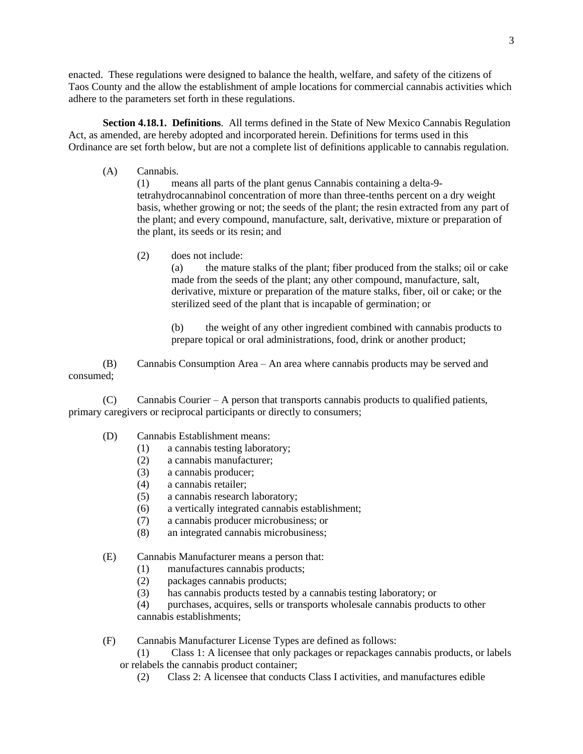enacted. These regulations were designed to balance the health, welfare, and safety of the citizens of Taos County and the allow the establishment of ample locations for commercial cannabis activities which adhere to the parameters set forth in these regulations.

**Section 4.18.1. Definitions**. All terms defined in the State of New Mexico Cannabis Regulation Act, as amended, are hereby adopted and incorporated herein. Definitions for terms used in this Ordinance are set forth below, but are not a complete list of definitions applicable to cannabis regulation.

(A) Cannabis.

(1) means all parts of the plant genus Cannabis containing a delta-9-tetrahydrocannabinol concentration of more than three-tenths percent on a dry weight basis, whether growing or not; the seeds of the plant; the resin extracted from any part of the plant; and every compound, manufacture, salt, derivative, mixture or preparation of the plant, its seeds or its resin; and

(2) does not include:

(a) the mature stalks of the plant; fiber produced from the stalks; oil or cake made from the seeds of the plant; any other compound, manufacture, salt, derivative, mixture or preparation of the mature stalks, fiber, oil or cake; or the sterilized seed of the plant that is incapable of germination; or

(b) the weight of any other ingredient combined with cannabis products to prepare topical or oral administrations, food, drink or another product;

(B) Cannabis Consumption Area – An area where cannabis products may be served and consumed;

(C) Cannabis Courier – A person that transports cannabis products to qualified patients, primary caregivers or reciprocal participants or directly to consumers;

(D) Cannabis Establishment means:

(1) a cannabis testing laboratory;
(2) a cannabis manufacturer;
(3) a cannabis producer;
(4) a cannabis retailer;
(5) a cannabis research laboratory;
(6) a vertically integrated cannabis establishment;
(7) a cannabis producer microbusiness; or
(8) an integrated cannabis microbusiness;

(E) Cannabis Manufacturer means a person that:

(1) manufactures cannabis products;
(2) packages cannabis products;
(3) has cannabis products tested by a cannabis testing laboratory; or
(4) purchases, acquires, sells or transports wholesale cannabis products to other cannabis establishments;

(F) Cannabis Manufacturer License Types are defined as follows:

(1) Class 1: A licensee that only packages or repackages cannabis products, or labels or relabels the cannabis product container;
(2) Class 2: A licensee that conducts Class I activities, and manufactures edible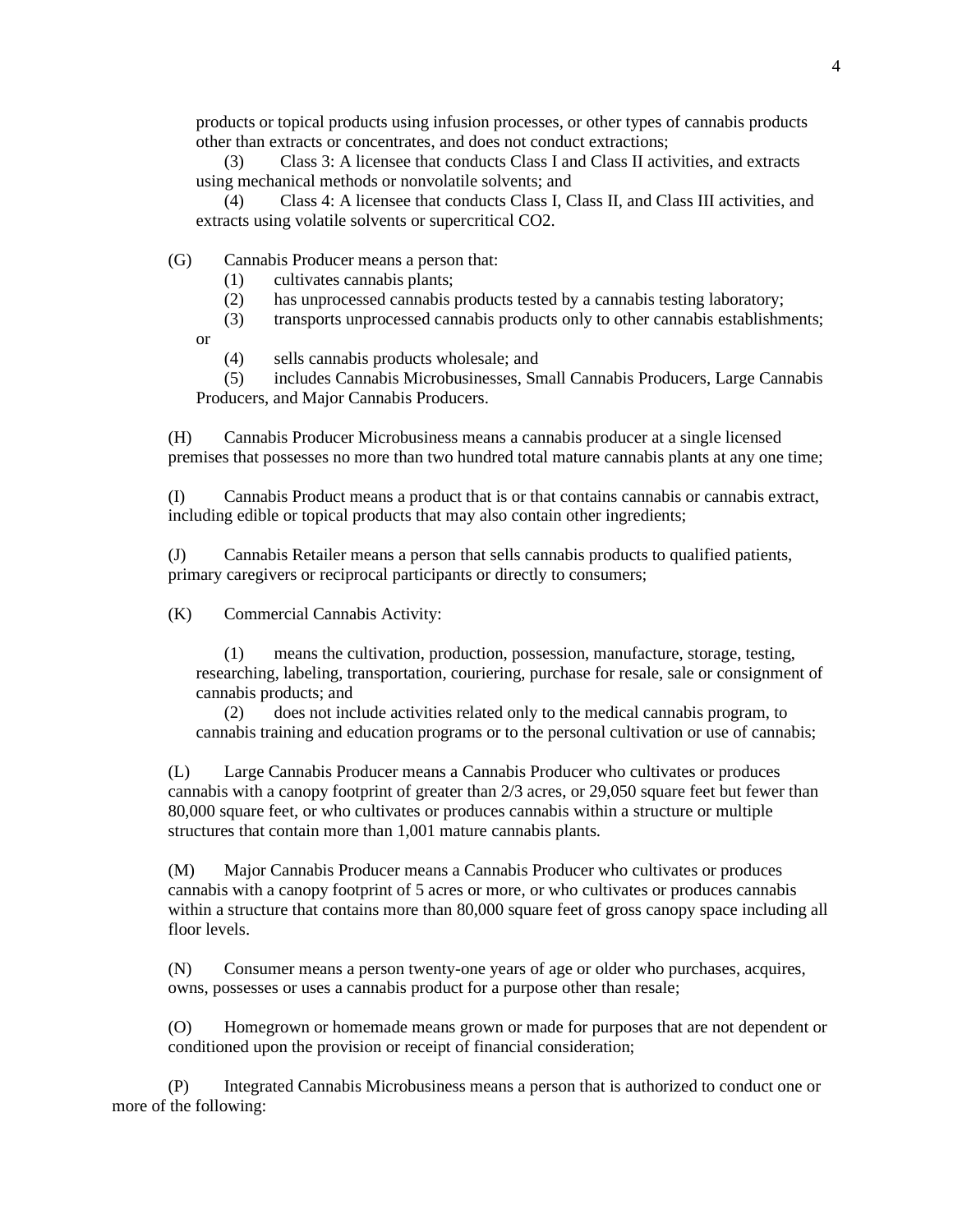products or topical products using infusion processes, or other types of cannabis products other than extracts or concentrates, and does not conduct extractions;

(3) Class 3: A licensee that conducts Class I and Class II activities, and extracts using mechanical methods or nonvolatile solvents; and

(4) Class 4: A licensee that conducts Class I, Class II, and Class III activities, and extracts using volatile solvents or supercritical CO2.

(G) Cannabis Producer means a person that:

(1) cultivates cannabis plants;

(2) has unprocessed cannabis products tested by a cannabis testing laboratory;

(3) transports unprocessed cannabis products only to other cannabis establishments; or

(4) sells cannabis products wholesale; and

(5) includes Cannabis Microbusinesses, Small Cannabis Producers, Large Cannabis Producers, and Major Cannabis Producers.

(H) Cannabis Producer Microbusiness means a cannabis producer at a single licensed premises that possesses no more than two hundred total mature cannabis plants at any one time;

(I) Cannabis Product means a product that is or that contains cannabis or cannabis extract, including edible or topical products that may also contain other ingredients;

(J) Cannabis Retailer means a person that sells cannabis products to qualified patients, primary caregivers or reciprocal participants or directly to consumers;

(K) Commercial Cannabis Activity:

(1) means the cultivation, production, possession, manufacture, storage, testing, researching, labeling, transportation, couriering, purchase for resale, sale or consignment of cannabis products; and

(2) does not include activities related only to the medical cannabis program, to cannabis training and education programs or to the personal cultivation or use of cannabis;

(L) Large Cannabis Producer means a Cannabis Producer who cultivates or produces cannabis with a canopy footprint of greater than 2/3 acres, or 29,050 square feet but fewer than 80,000 square feet, or who cultivates or produces cannabis within a structure or multiple structures that contain more than 1,001 mature cannabis plants.

(M) Major Cannabis Producer means a Cannabis Producer who cultivates or produces cannabis with a canopy footprint of 5 acres or more, or who cultivates or produces cannabis within a structure that contains more than 80,000 square feet of gross canopy space including all floor levels.

(N) Consumer means a person twenty-one years of age or older who purchases, acquires, owns, possesses or uses a cannabis product for a purpose other than resale;

(O) Homegrown or homemade means grown or made for purposes that are not dependent or conditioned upon the provision or receipt of financial consideration;

(P) Integrated Cannabis Microbusiness means a person that is authorized to conduct one or more of the following: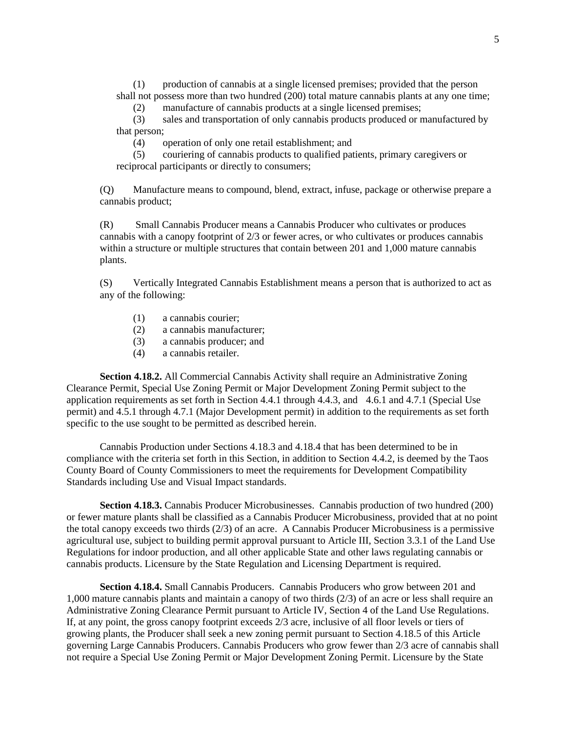(1) production of cannabis at a single licensed premises; provided that the person shall not possess more than two hundred (200) total mature cannabis plants at any one time;

(2) manufacture of cannabis products at a single licensed premises;

(3) sales and transportation of only cannabis products produced or manufactured by that person;

(4) operation of only one retail establishment; and

(5) couriering of cannabis products to qualified patients, primary caregivers or reciprocal participants or directly to consumers;

(Q) Manufacture means to compound, blend, extract, infuse, package or otherwise prepare a cannabis product;

(R) Small Cannabis Producer means a Cannabis Producer who cultivates or produces cannabis with a canopy footprint of 2/3 or fewer acres, or who cultivates or produces cannabis within a structure or multiple structures that contain between 201 and 1,000 mature cannabis plants.

(S) Vertically Integrated Cannabis Establishment means a person that is authorized to act as any of the following:

(1) a cannabis courier;
(2) a cannabis manufacturer;
(3) a cannabis producer; and
(4) a cannabis retailer.

**Section 4.18.2.** All Commercial Cannabis Activity shall require an Administrative Zoning Clearance Permit, Special Use Zoning Permit or Major Development Zoning Permit subject to the application requirements as set forth in Section 4.4.1 through 4.4.3, and 4.6.1 and 4.7.1 (Special Use permit) and 4.5.1 through 4.7.1 (Major Development permit) in addition to the requirements as set forth specific to the use sought to be permitted as described herein.

Cannabis Production under Sections 4.18.3 and 4.18.4 that has been determined to be in compliance with the criteria set forth in this Section, in addition to Section 4.4.2, is deemed by the Taos County Board of County Commissioners to meet the requirements for Development Compatibility Standards including Use and Visual Impact standards.

**Section 4.18.3.** Cannabis Producer Microbusinesses. Cannabis production of two hundred (200) or fewer mature plants shall be classified as a Cannabis Producer Microbusiness, provided that at no point the total canopy exceeds two thirds (2/3) of an acre. A Cannabis Producer Microbusiness is a permissive agricultural use, subject to building permit approval pursuant to Article III, Section 3.3.1 of the Land Use Regulations for indoor production, and all other applicable State and other laws regulating cannabis or cannabis products. Licensure by the State Regulation and Licensing Department is required.

**Section 4.18.4.** Small Cannabis Producers. Cannabis Producers who grow between 201 and 1,000 mature cannabis plants and maintain a canopy of two thirds (2/3) of an acre or less shall require an Administrative Zoning Clearance Permit pursuant to Article IV, Section 4 of the Land Use Regulations. If, at any point, the gross canopy footprint exceeds 2/3 acre, inclusive of all floor levels or tiers of growing plants, the Producer shall seek a new zoning permit pursuant to Section 4.18.5 of this Article governing Large Cannabis Producers. Cannabis Producers who grow fewer than 2/3 acre of cannabis shall not require a Special Use Zoning Permit or Major Development Zoning Permit. Licensure by the State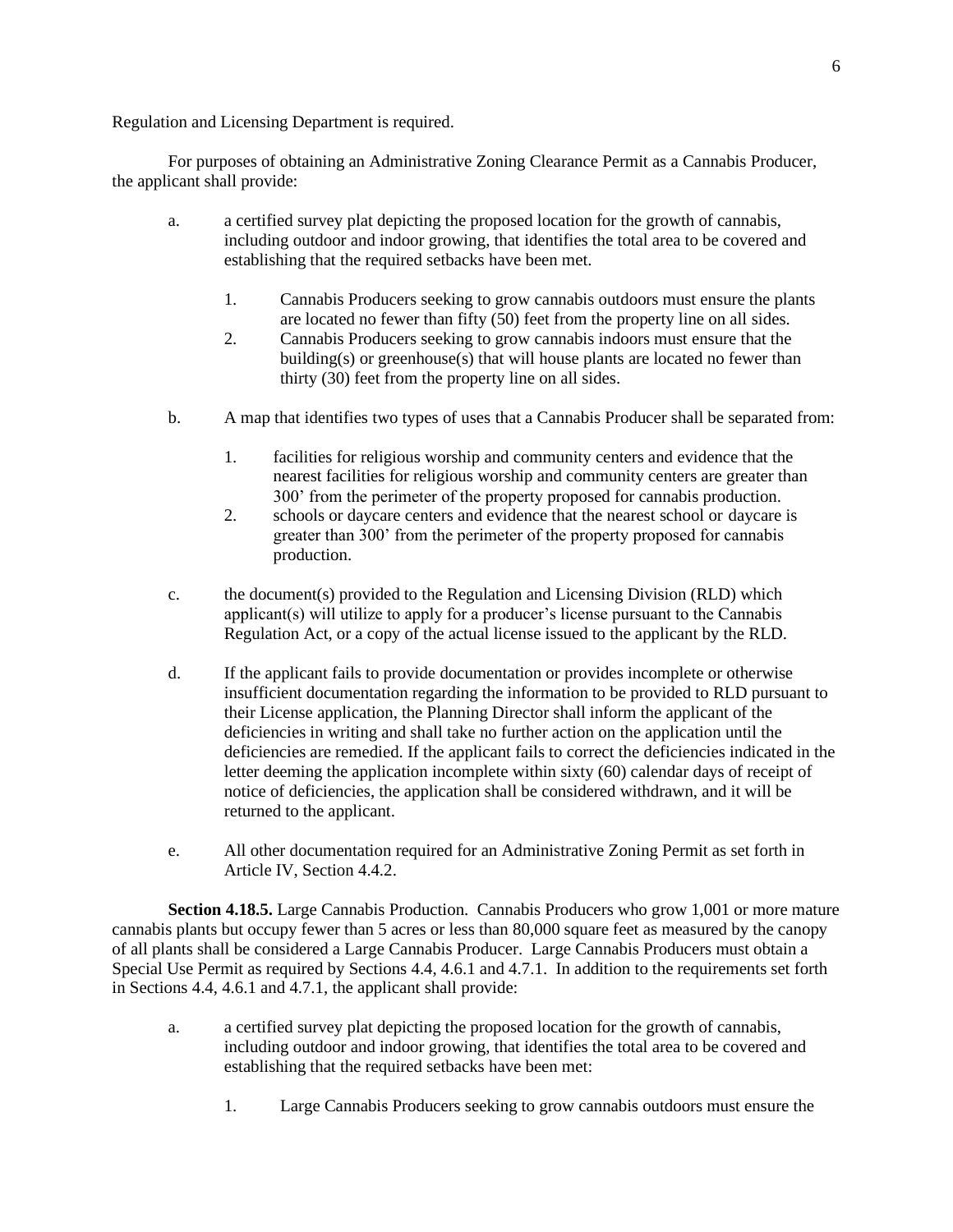Regulation and Licensing Department is required.

For purposes of obtaining an Administrative Zoning Clearance Permit as a Cannabis Producer, the applicant shall provide:

a. a certified survey plat depicting the proposed location for the growth of cannabis, including outdoor and indoor growing, that identifies the total area to be covered and establishing that the required setbacks have been met.

   1. Cannabis Producers seeking to grow cannabis outdoors must ensure the plants are located no fewer than fifty (50) feet from the property line on all sides.
   2. Cannabis Producers seeking to grow cannabis indoors must ensure that the building(s) or greenhouse(s) that will house plants are located no fewer than thirty (30) feet from the property line on all sides.

b. A map that identifies two types of uses that a Cannabis Producer shall be separated from:

   1. facilities for religious worship and community centers and evidence that the nearest facilities for religious worship and community centers are greater than 300' from the perimeter of the property proposed for cannabis production.
   2. schools or daycare centers and evidence that the nearest school or daycare is greater than 300' from the perimeter of the property proposed for cannabis production.

c. the document(s) provided to the Regulation and Licensing Division (RLD) which applicant(s) will utilize to apply for a producer's license pursuant to the Cannabis Regulation Act, or a copy of the actual license issued to the applicant by the RLD.

d. If the applicant fails to provide documentation or provides incomplete or otherwise insufficient documentation regarding the information to be provided to RLD pursuant to their License application, the Planning Director shall inform the applicant of the deficiencies in writing and shall take no further action on the application until the deficiencies are remedied. If the applicant fails to correct the deficiencies indicated in the letter deeming the application incomplete within sixty (60) calendar days of receipt of notice of deficiencies, the application shall be considered withdrawn, and it will be returned to the applicant.

e. All other documentation required for an Administrative Zoning Permit as set forth in Article IV, Section 4.4.2.

**Section 4.18.5.** Large Cannabis Production. Cannabis Producers who grow 1,001 or more mature cannabis plants but occupy fewer than 5 acres or less than 80,000 square feet as measured by the canopy of all plants shall be considered a Large Cannabis Producer. Large Cannabis Producers must obtain a Special Use Permit as required by Sections 4.4, 4.6.1 and 4.7.1. In addition to the requirements set forth in Sections 4.4, 4.6.1 and 4.7.1, the applicant shall provide:

a. a certified survey plat depicting the proposed location for the growth of cannabis, including outdoor and indoor growing, that identifies the total area to be covered and establishing that the required setbacks have been met:

   1. Large Cannabis Producers seeking to grow cannabis outdoors must ensure the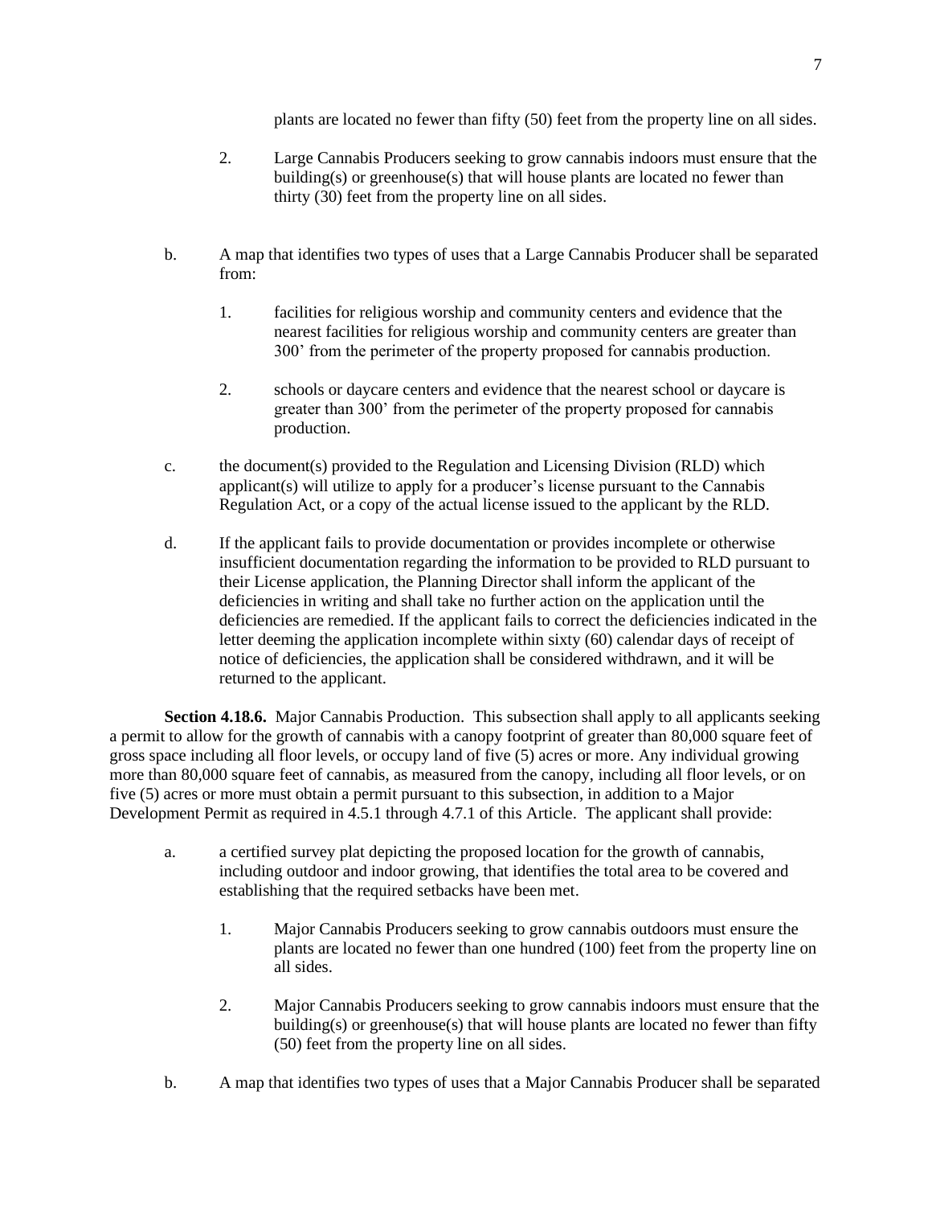plants are located no fewer than fifty (50) feet from the property line on all sides.

2. Large Cannabis Producers seeking to grow cannabis indoors must ensure that the building(s) or greenhouse(s) that will house plants are located no fewer than thirty (30) feet from the property line on all sides.

b. A map that identifies two types of uses that a Large Cannabis Producer shall be separated from:

1. facilities for religious worship and community centers and evidence that the nearest facilities for religious worship and community centers are greater than 300' from the perimeter of the property proposed for cannabis production.

2. schools or daycare centers and evidence that the nearest school or daycare is greater than 300' from the perimeter of the property proposed for cannabis production.

c. the document(s) provided to the Regulation and Licensing Division (RLD) which applicant(s) will utilize to apply for a producer's license pursuant to the Cannabis Regulation Act, or a copy of the actual license issued to the applicant by the RLD.

d. If the applicant fails to provide documentation or provides incomplete or otherwise insufficient documentation regarding the information to be provided to RLD pursuant to their License application, the Planning Director shall inform the applicant of the deficiencies in writing and shall take no further action on the application until the deficiencies are remedied. If the applicant fails to correct the deficiencies indicated in the letter deeming the application incomplete within sixty (60) calendar days of receipt of notice of deficiencies, the application shall be considered withdrawn, and it will be returned to the applicant.

**Section 4.18.6.** Major Cannabis Production. This subsection shall apply to all applicants seeking a permit to allow for the growth of cannabis with a canopy footprint of greater than 80,000 square feet of gross space including all floor levels, or occupy land of five (5) acres or more. Any individual growing more than 80,000 square feet of cannabis, as measured from the canopy, including all floor levels, or on five (5) acres or more must obtain a permit pursuant to this subsection, in addition to a Major Development Permit as required in 4.5.1 through 4.7.1 of this Article. The applicant shall provide:

a. a certified survey plat depicting the proposed location for the growth of cannabis, including outdoor and indoor growing, that identifies the total area to be covered and establishing that the required setbacks have been met.

1. Major Cannabis Producers seeking to grow cannabis outdoors must ensure the plants are located no fewer than one hundred (100) feet from the property line on all sides.

2. Major Cannabis Producers seeking to grow cannabis indoors must ensure that the building(s) or greenhouse(s) that will house plants are located no fewer than fifty (50) feet from the property line on all sides.

b. A map that identifies two types of uses that a Major Cannabis Producer shall be separated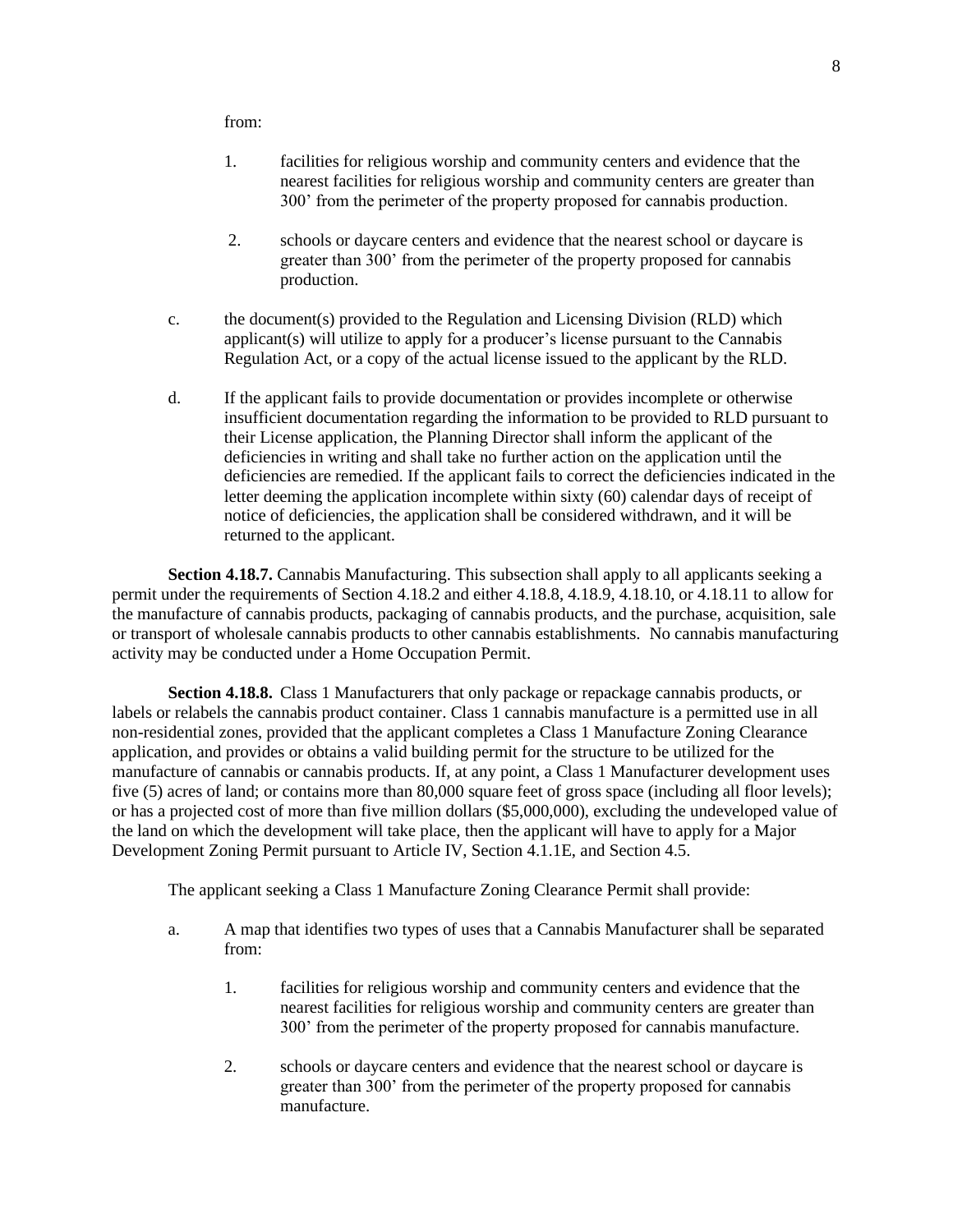from:

1. facilities for religious worship and community centers and evidence that the nearest facilities for religious worship and community centers are greater than 300' from the perimeter of the property proposed for cannabis production.

2. schools or daycare centers and evidence that the nearest school or daycare is greater than 300' from the perimeter of the property proposed for cannabis production.

c. the document(s) provided to the Regulation and Licensing Division (RLD) which applicant(s) will utilize to apply for a producer's license pursuant to the Cannabis Regulation Act, or a copy of the actual license issued to the applicant by the RLD.

d. If the applicant fails to provide documentation or provides incomplete or otherwise insufficient documentation regarding the information to be provided to RLD pursuant to their License application, the Planning Director shall inform the applicant of the deficiencies in writing and shall take no further action on the application until the deficiencies are remedied. If the applicant fails to correct the deficiencies indicated in the letter deeming the application incomplete within sixty (60) calendar days of receipt of notice of deficiencies, the application shall be considered withdrawn, and it will be returned to the applicant.

**Section 4.18.7.** Cannabis Manufacturing. This subsection shall apply to all applicants seeking a permit under the requirements of Section 4.18.2 and either 4.18.8, 4.18.9, 4.18.10, or 4.18.11 to allow for the manufacture of cannabis products, packaging of cannabis products, and the purchase, acquisition, sale or transport of wholesale cannabis products to other cannabis establishments. No cannabis manufacturing activity may be conducted under a Home Occupation Permit.

**Section 4.18.8.** Class 1 Manufacturers that only package or repackage cannabis products, or labels or relabels the cannabis product container. Class 1 cannabis manufacture is a permitted use in all non-residential zones, provided that the applicant completes a Class 1 Manufacture Zoning Clearance application, and provides or obtains a valid building permit for the structure to be utilized for the manufacture of cannabis or cannabis products. If, at any point, a Class 1 Manufacturer development uses five (5) acres of land; or contains more than 80,000 square feet of gross space (including all floor levels); or has a projected cost of more than five million dollars ($5,000,000), excluding the undeveloped value of the land on which the development will take place, then the applicant will have to apply for a Major Development Zoning Permit pursuant to Article IV, Section 4.1.1E, and Section 4.5.

The applicant seeking a Class 1 Manufacture Zoning Clearance Permit shall provide:

a. A map that identifies two types of uses that a Cannabis Manufacturer shall be separated from:

1. facilities for religious worship and community centers and evidence that the nearest facilities for religious worship and community centers are greater than 300' from the perimeter of the property proposed for cannabis manufacture.

2. schools or daycare centers and evidence that the nearest school or daycare is greater than 300' from the perimeter of the property proposed for cannabis manufacture.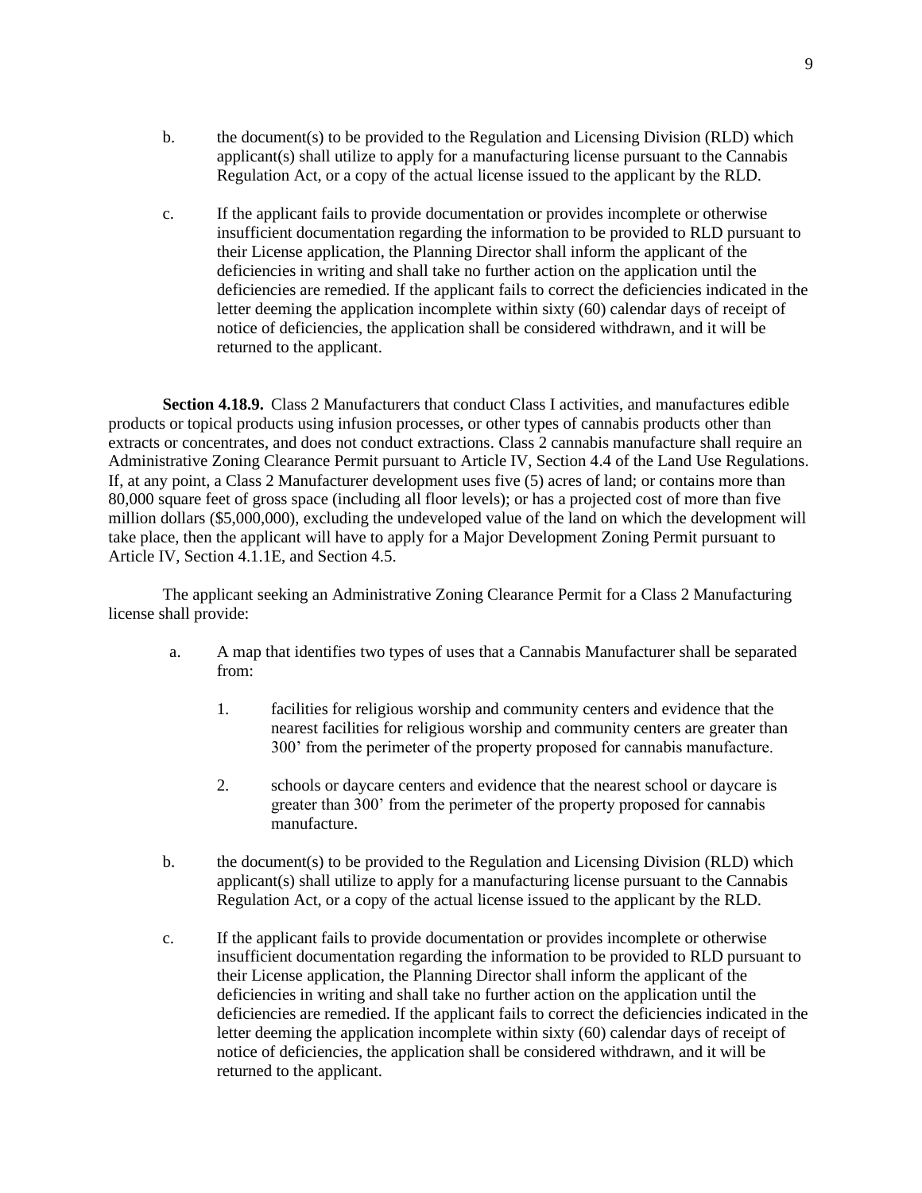b. the document(s) to be provided to the Regulation and Licensing Division (RLD) which applicant(s) shall utilize to apply for a manufacturing license pursuant to the Cannabis Regulation Act, or a copy of the actual license issued to the applicant by the RLD.

c. If the applicant fails to provide documentation or provides incomplete or otherwise insufficient documentation regarding the information to be provided to RLD pursuant to their License application, the Planning Director shall inform the applicant of the deficiencies in writing and shall take no further action on the application until the deficiencies are remedied. If the applicant fails to correct the deficiencies indicated in the letter deeming the application incomplete within sixty (60) calendar days of receipt of notice of deficiencies, the application shall be considered withdrawn, and it will be returned to the applicant.

**Section 4.18.9.** Class 2 Manufacturers that conduct Class I activities, and manufactures edible products or topical products using infusion processes, or other types of cannabis products other than extracts or concentrates, and does not conduct extractions. Class 2 cannabis manufacture shall require an Administrative Zoning Clearance Permit pursuant to Article IV, Section 4.4 of the Land Use Regulations. If, at any point, a Class 2 Manufacturer development uses five (5) acres of land; or contains more than 80,000 square feet of gross space (including all floor levels); or has a projected cost of more than five million dollars ($5,000,000), excluding the undeveloped value of the land on which the development will take place, then the applicant will have to apply for a Major Development Zoning Permit pursuant to Article IV, Section 4.1.1E, and Section 4.5.

The applicant seeking an Administrative Zoning Clearance Permit for a Class 2 Manufacturing license shall provide:

a. A map that identifies two types of uses that a Cannabis Manufacturer shall be separated from:

   1. facilities for religious worship and community centers and evidence that the nearest facilities for religious worship and community centers are greater than 300’ from the perimeter of the property proposed for cannabis manufacture.

   2. schools or daycare centers and evidence that the nearest school or daycare is greater than 300’ from the perimeter of the property proposed for cannabis manufacture.

b. the document(s) to be provided to the Regulation and Licensing Division (RLD) which applicant(s) shall utilize to apply for a manufacturing license pursuant to the Cannabis Regulation Act, or a copy of the actual license issued to the applicant by the RLD.

c. If the applicant fails to provide documentation or provides incomplete or otherwise insufficient documentation regarding the information to be provided to RLD pursuant to their License application, the Planning Director shall inform the applicant of the deficiencies in writing and shall take no further action on the application until the deficiencies are remedied. If the applicant fails to correct the deficiencies indicated in the letter deeming the application incomplete within sixty (60) calendar days of receipt of notice of deficiencies, the application shall be considered withdrawn, and it will be returned to the applicant.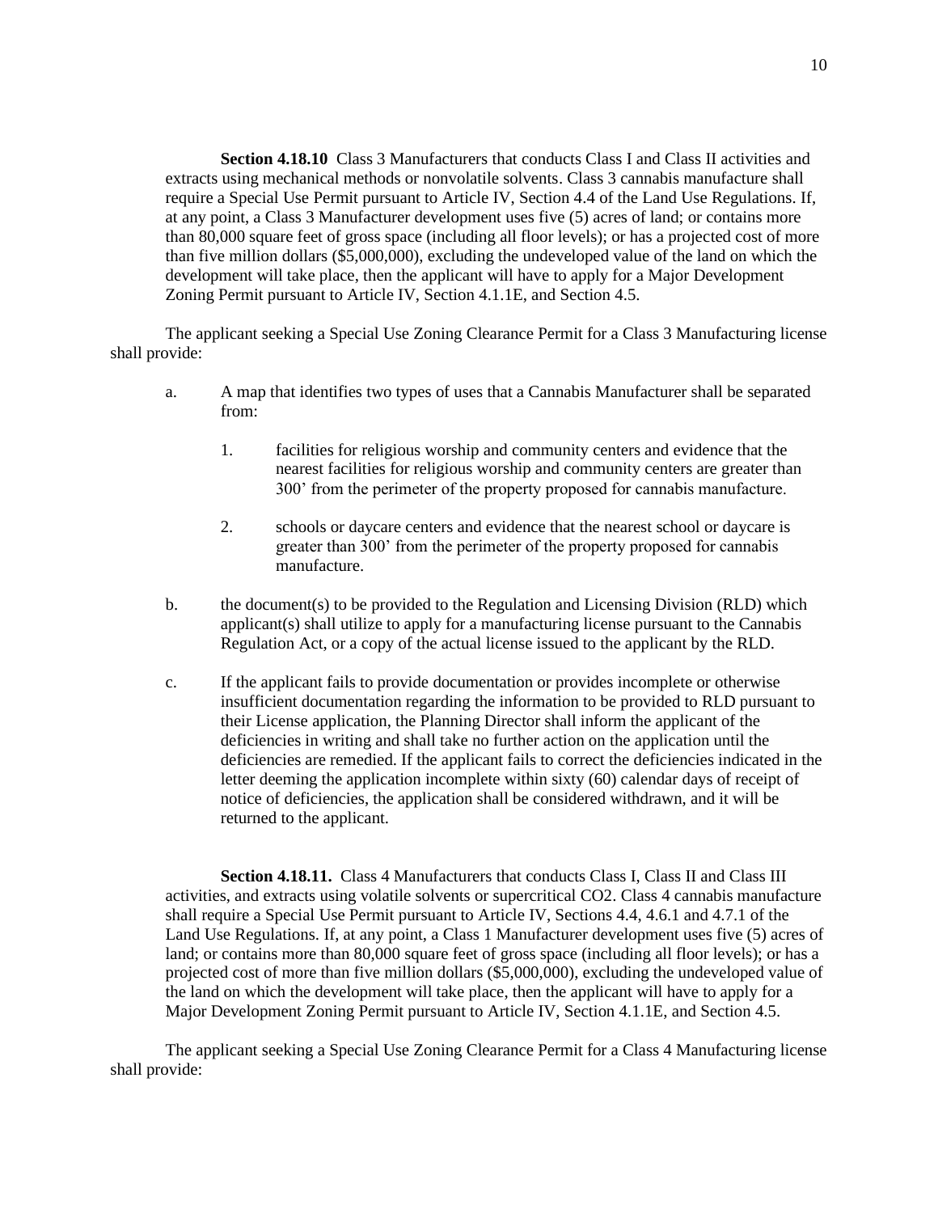**Section 4.18.10** Class 3 Manufacturers that conducts Class I and Class II activities and extracts using mechanical methods or nonvolatile solvents. Class 3 cannabis manufacture shall require a Special Use Permit pursuant to Article IV, Section 4.4 of the Land Use Regulations. If, at any point, a Class 3 Manufacturer development uses five (5) acres of land; or contains more than 80,000 square feet of gross space (including all floor levels); or has a projected cost of more than five million dollars ($5,000,000), excluding the undeveloped value of the land on which the development will take place, then the applicant will have to apply for a Major Development Zoning Permit pursuant to Article IV, Section 4.1.1E, and Section 4.5.

The applicant seeking a Special Use Zoning Clearance Permit for a Class 3 Manufacturing license shall provide:

a. A map that identifies two types of uses that a Cannabis Manufacturer shall be separated from:

   1. facilities for religious worship and community centers and evidence that the nearest facilities for religious worship and community centers are greater than 300’ from the perimeter of the property proposed for cannabis manufacture.

   2. schools or daycare centers and evidence that the nearest school or daycare is greater than 300’ from the perimeter of the property proposed for cannabis manufacture.

b. the document(s) to be provided to the Regulation and Licensing Division (RLD) which applicant(s) shall utilize to apply for a manufacturing license pursuant to the Cannabis Regulation Act, or a copy of the actual license issued to the applicant by the RLD.

c. If the applicant fails to provide documentation or provides incomplete or otherwise insufficient documentation regarding the information to be provided to RLD pursuant to their License application, the Planning Director shall inform the applicant of the deficiencies in writing and shall take no further action on the application until the deficiencies are remedied. If the applicant fails to correct the deficiencies indicated in the letter deeming the application incomplete within sixty (60) calendar days of receipt of notice of deficiencies, the application shall be considered withdrawn, and it will be returned to the applicant.

**Section 4.18.11.** Class 4 Manufacturers that conducts Class I, Class II and Class III activities, and extracts using volatile solvents or supercritical CO2. Class 4 cannabis manufacture shall require a Special Use Permit pursuant to Article IV, Sections 4.4, 4.6.1 and 4.7.1 of the Land Use Regulations. If, at any point, a Class 1 Manufacturer development uses five (5) acres of land; or contains more than 80,000 square feet of gross space (including all floor levels); or has a projected cost of more than five million dollars ($5,000,000), excluding the undeveloped value of the land on which the development will take place, then the applicant will have to apply for a Major Development Zoning Permit pursuant to Article IV, Section 4.1.1E, and Section 4.5.

The applicant seeking a Special Use Zoning Clearance Permit for a Class 4 Manufacturing license shall provide: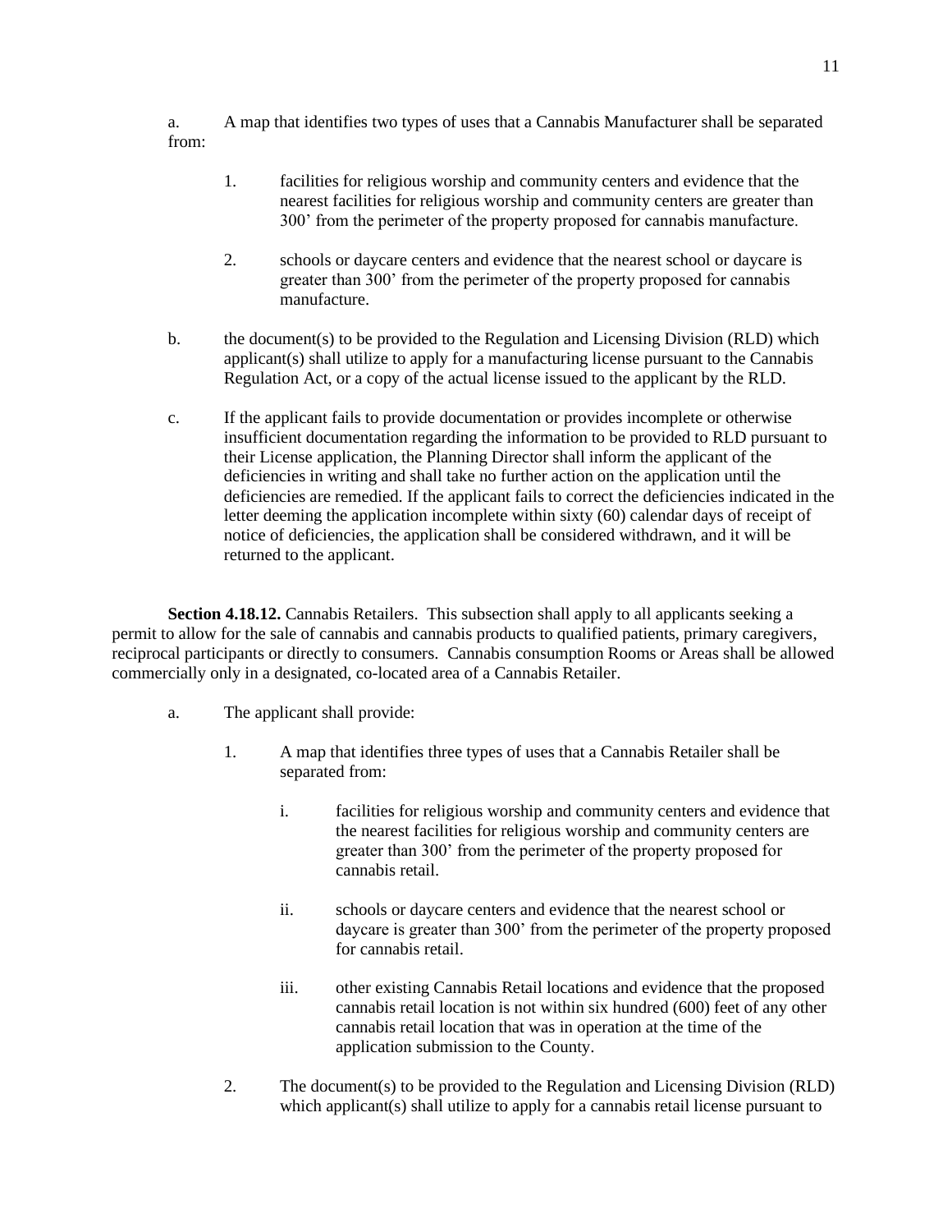a. A map that identifies two types of uses that a Cannabis Manufacturer shall be separated from:

1. facilities for religious worship and community centers and evidence that the nearest facilities for religious worship and community centers are greater than 300' from the perimeter of the property proposed for cannabis manufacture.

2. schools or daycare centers and evidence that the nearest school or daycare is greater than 300' from the perimeter of the property proposed for cannabis manufacture.

b. the document(s) to be provided to the Regulation and Licensing Division (RLD) which applicant(s) shall utilize to apply for a manufacturing license pursuant to the Cannabis Regulation Act, or a copy of the actual license issued to the applicant by the RLD.

c. If the applicant fails to provide documentation or provides incomplete or otherwise insufficient documentation regarding the information to be provided to RLD pursuant to their License application, the Planning Director shall inform the applicant of the deficiencies in writing and shall take no further action on the application until the deficiencies are remedied. If the applicant fails to correct the deficiencies indicated in the letter deeming the application incomplete within sixty (60) calendar days of receipt of notice of deficiencies, the application shall be considered withdrawn, and it will be returned to the applicant.

**Section 4.18.12.** Cannabis Retailers. This subsection shall apply to all applicants seeking a permit to allow for the sale of cannabis and cannabis products to qualified patients, primary caregivers, reciprocal participants or directly to consumers. Cannabis consumption Rooms or Areas shall be allowed commercially only in a designated, co-located area of a Cannabis Retailer.

a. The applicant shall provide:

1. A map that identifies three types of uses that a Cannabis Retailer shall be separated from:

   i. facilities for religious worship and community centers and evidence that the nearest facilities for religious worship and community centers are greater than 300' from the perimeter of the property proposed for cannabis retail.

   ii. schools or daycare centers and evidence that the nearest school or daycare is greater than 300' from the perimeter of the property proposed for cannabis retail.

   iii. other existing Cannabis Retail locations and evidence that the proposed cannabis retail location is not within six hundred (600) feet of any other cannabis retail location that was in operation at the time of the application submission to the County.

2. The document(s) to be provided to the Regulation and Licensing Division (RLD) which applicant(s) shall utilize to apply for a cannabis retail license pursuant to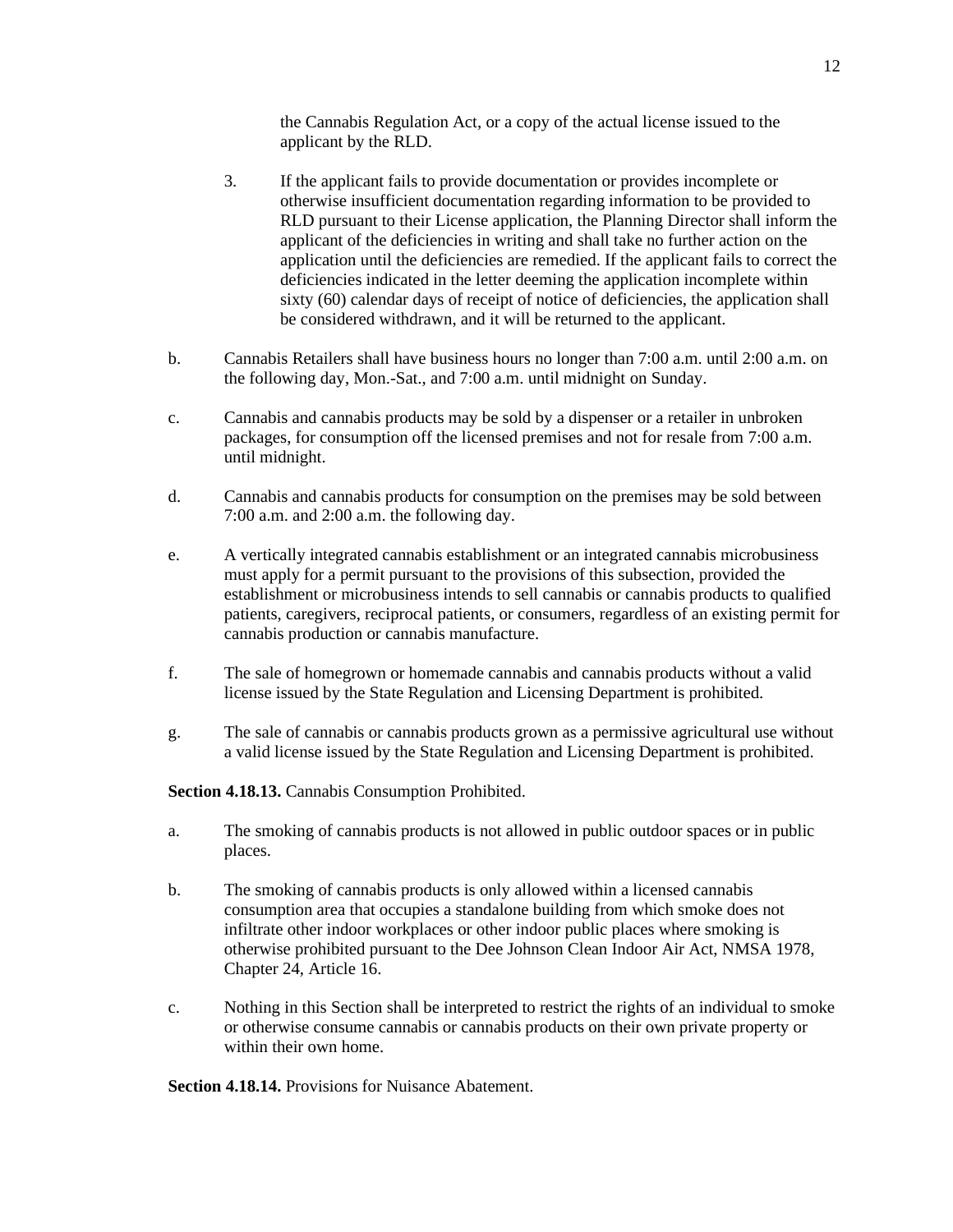the Cannabis Regulation Act, or a copy of the actual license issued to the applicant by the RLD.

3. If the applicant fails to provide documentation or provides incomplete or otherwise insufficient documentation regarding information to be provided to RLD pursuant to their License application, the Planning Director shall inform the applicant of the deficiencies in writing and shall take no further action on the application until the deficiencies are remedied. If the applicant fails to correct the deficiencies indicated in the letter deeming the application incomplete within sixty (60) calendar days of receipt of notice of deficiencies, the application shall be considered withdrawn, and it will be returned to the applicant.

b. Cannabis Retailers shall have business hours no longer than 7:00 a.m. until 2:00 a.m. on the following day, Mon.-Sat., and 7:00 a.m. until midnight on Sunday.

c. Cannabis and cannabis products may be sold by a dispenser or a retailer in unbroken packages, for consumption off the licensed premises and not for resale from 7:00 a.m. until midnight.

d. Cannabis and cannabis products for consumption on the premises may be sold between 7:00 a.m. and 2:00 a.m. the following day.

e. A vertically integrated cannabis establishment or an integrated cannabis microbusiness must apply for a permit pursuant to the provisions of this subsection, provided the establishment or microbusiness intends to sell cannabis or cannabis products to qualified patients, caregivers, reciprocal patients, or consumers, regardless of an existing permit for cannabis production or cannabis manufacture.

f. The sale of homegrown or homemade cannabis and cannabis products without a valid license issued by the State Regulation and Licensing Department is prohibited.

g. The sale of cannabis or cannabis products grown as a permissive agricultural use without a valid license issued by the State Regulation and Licensing Department is prohibited.

**Section 4.18.13.** Cannabis Consumption Prohibited.

a. The smoking of cannabis products is not allowed in public outdoor spaces or in public places.

b. The smoking of cannabis products is only allowed within a licensed cannabis consumption area that occupies a standalone building from which smoke does not infiltrate other indoor workplaces or other indoor public places where smoking is otherwise prohibited pursuant to the Dee Johnson Clean Indoor Air Act, NMSA 1978, Chapter 24, Article 16.

c. Nothing in this Section shall be interpreted to restrict the rights of an individual to smoke or otherwise consume cannabis or cannabis products on their own private property or within their own home.

**Section 4.18.14.** Provisions for Nuisance Abatement.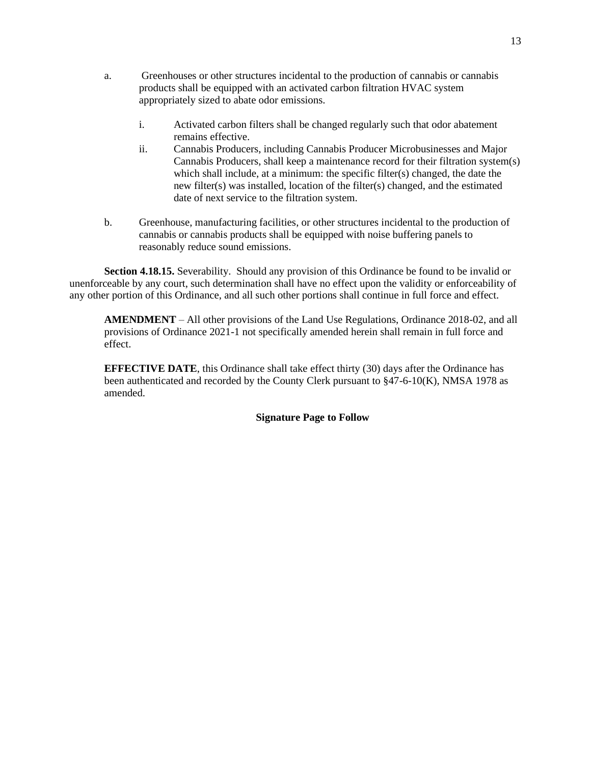a. Greenhouses or other structures incidental to the production of cannabis or cannabis products shall be equipped with an activated carbon filtration HVAC system appropriately sized to abate odor emissions.

   i. Activated carbon filters shall be changed regularly such that odor abatement remains effective.

   ii. Cannabis Producers, including Cannabis Producer Microbusinesses and Major Cannabis Producers, shall keep a maintenance record for their filtration system(s) which shall include, at a minimum: the specific filter(s) changed, the date the new filter(s) was installed, location of the filter(s) changed, and the estimated date of next service to the filtration system.

b. Greenhouse, manufacturing facilities, or other structures incidental to the production of cannabis or cannabis products shall be equipped with noise buffering panels to reasonably reduce sound emissions.

**Section 4.18.15.** Severability. Should any provision of this Ordinance be found to be invalid or unenforceable by any court, such determination shall have no effect upon the validity or enforceability of any other portion of this Ordinance, and all such other portions shall continue in full force and effect.

**AMENDMENT** – All other provisions of the Land Use Regulations, Ordinance 2018-02, and all provisions of Ordinance 2021-1 not specifically amended herein shall remain in full force and effect.

**EFFECTIVE DATE**, this Ordinance shall take effect thirty (30) days after the Ordinance has been authenticated and recorded by the County Clerk pursuant to §47-6-10(K), NMSA 1978 as amended.

**Signature Page to Follow**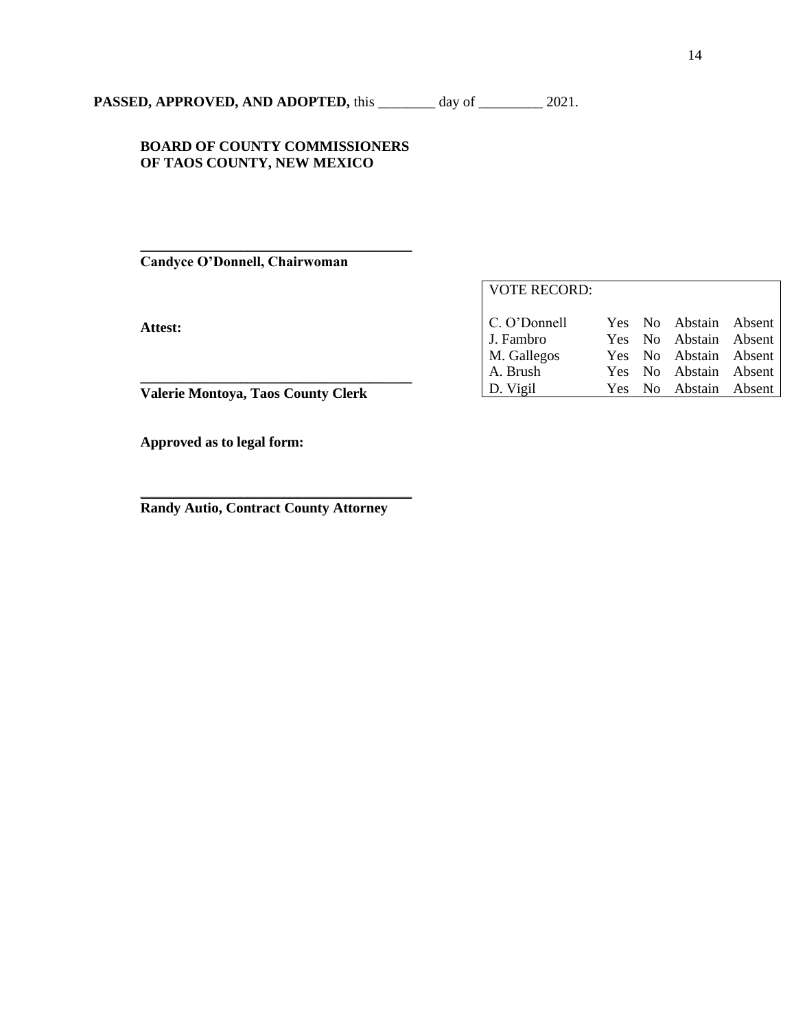**PASSED, APPROVED, AND ADOPTED,** this ________ day of _________ 2021.

**BOARD OF COUNTY COMMISSIONERS**
**OF TAOS COUNTY, NEW MEXICO**

______________________________________
**Candyce O'Donnell, Chairwoman**

**Attest:**

______________________________________
**Valerie Montoya, Taos County Clerk**

| VOTE RECORD: | | | | |
|---|---|---|---|---|
| C. O'Donnell | Yes | No | Abstain | Absent |
| J. Fambro | Yes | No | Abstain | Absent |
| M. Gallegos | Yes | No | Abstain | Absent |
| A. Brush | Yes | No | Abstain | Absent |
| D. Vigil | Yes | No | Abstain | Absent |

**Approved as to legal form:**

______________________________________
**Randy Autio, Contract County Attorney**